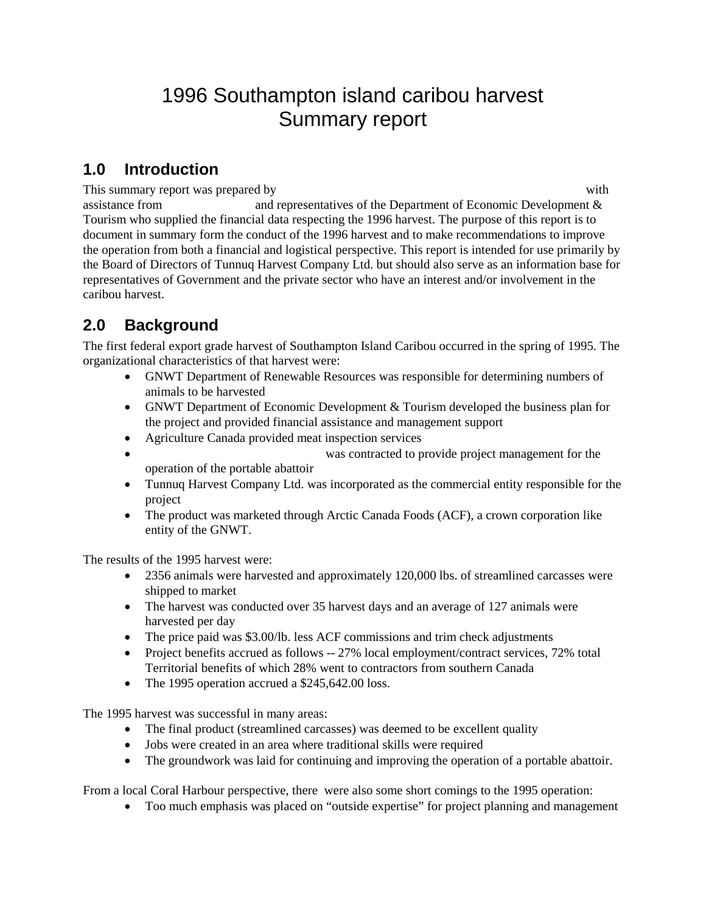# 1996 Southampton island caribou harvest
# Summary report

## 1.0 Introduction

This summary report was prepared by with assistance from and representatives of the Department of Economic Development & Tourism who supplied the financial data respecting the 1996 harvest. The purpose of this report is to document in summary form the conduct of the 1996 harvest and to make recommendations to improve the operation from both a financial and logistical perspective. This report is intended for use primarily by the Board of Directors of Tunnuq Harvest Company Ltd. but should also serve as an information base for representatives of Government and the private sector who have an interest and/or involvement in the caribou harvest.

## 2.0 Background

The first federal export grade harvest of Southampton Island Caribou occurred in the spring of 1995. The organizational characteristics of that harvest were:

- GNWT Department of Renewable Resources was responsible for determining numbers of animals to be harvested
- GNWT Department of Economic Development & Tourism developed the business plan for the project and provided financial assistance and management support
- Agriculture Canada provided meat inspection services
- was contracted to provide project management for the operation of the portable abattoir
- Tunnuq Harvest Company Ltd. was incorporated as the commercial entity responsible for the project
- The product was marketed through Arctic Canada Foods (ACF), a crown corporation like entity of the GNWT.

The results of the 1995 harvest were:

- 2356 animals were harvested and approximately 120,000 lbs. of streamlined carcasses were shipped to market
- The harvest was conducted over 35 harvest days and an average of 127 animals were harvested per day
- The price paid was $3.00/lb. less ACF commissions and trim check adjustments
- Project benefits accrued as follows -- 27% local employment/contract services, 72% total Territorial benefits of which 28% went to contractors from southern Canada
- The 1995 operation accrued a $245,642.00 loss.

The 1995 harvest was successful in many areas:

- The final product (streamlined carcasses) was deemed to be excellent quality
- Jobs were created in an area where traditional skills were required
- The groundwork was laid for continuing and improving the operation of a portable abattoir.

From a local Coral Harbour perspective, there were also some short comings to the 1995 operation:

- Too much emphasis was placed on "outside expertise" for project planning and management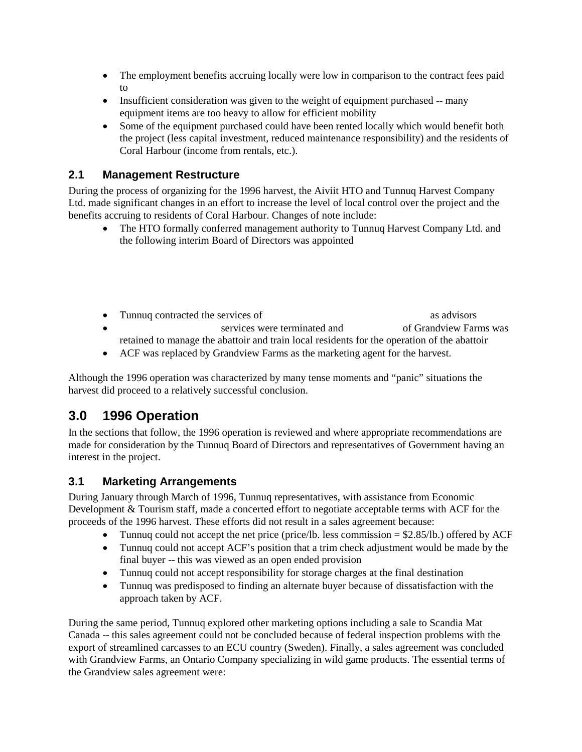- The employment benefits accruing locally were low in comparison to the contract fees paid to
- Insufficient consideration was given to the weight of equipment purchased -- many equipment items are too heavy to allow for efficient mobility
- Some of the equipment purchased could have been rented locally which would benefit both the project (less capital investment, reduced maintenance responsibility) and the residents of Coral Harbour (income from rentals, etc.).

### 2.1 Management Restructure

During the process of organizing for the 1996 harvest, the Aiviit HTO and Tunnuq Harvest Company Ltd. made significant changes in an effort to increase the level of local control over the project and the benefits accruing to residents of Coral Harbour. Changes of note include:

- The HTO formally conferred management authority to Tunnuq Harvest Company Ltd. and the following interim Board of Directors was appointed

- Tunnuq contracted the services of as advisors
- services were terminated and of Grandview Farms was retained to manage the abattoir and train local residents for the operation of the abattoir
- ACF was replaced by Grandview Farms as the marketing agent for the harvest.

Although the 1996 operation was characterized by many tense moments and "panic" situations the harvest did proceed to a relatively successful conclusion.

## 3.0 1996 Operation

In the sections that follow, the 1996 operation is reviewed and where appropriate recommendations are made for consideration by the Tunnuq Board of Directors and representatives of Government having an interest in the project.

### 3.1 Marketing Arrangements

During January through March of 1996, Tunnuq representatives, with assistance from Economic Development & Tourism staff, made a concerted effort to negotiate acceptable terms with ACF for the proceeds of the 1996 harvest. These efforts did not result in a sales agreement because:

- Tunnuq could not accept the net price (price/lb. less commission = $2.85/lb.) offered by ACF
- Tunnuq could not accept ACF's position that a trim check adjustment would be made by the final buyer -- this was viewed as an open ended provision
- Tunnuq could not accept responsibility for storage charges at the final destination
- Tunnuq was predisposed to finding an alternate buyer because of dissatisfaction with the approach taken by ACF.

During the same period, Tunnuq explored other marketing options including a sale to Scandia Mat Canada -- this sales agreement could not be concluded because of federal inspection problems with the export of streamlined carcasses to an ECU country (Sweden). Finally, a sales agreement was concluded with Grandview Farms, an Ontario Company specializing in wild game products. The essential terms of the Grandview sales agreement were: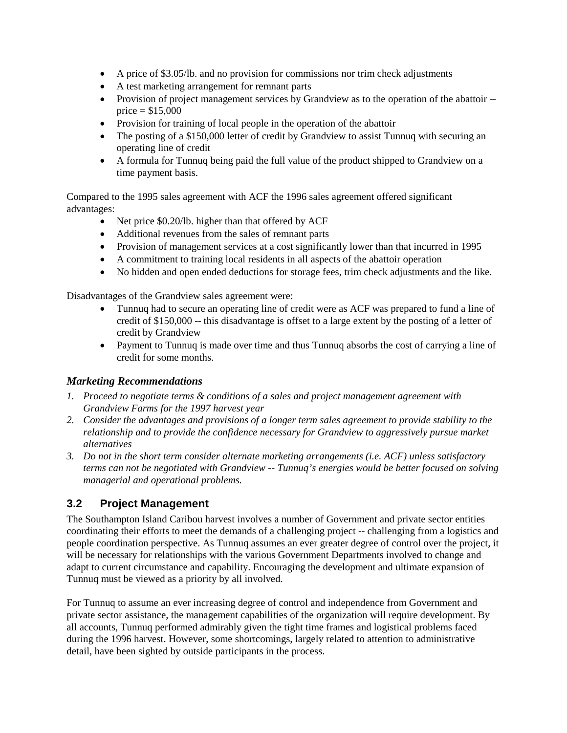- A price of $3.05/lb. and no provision for commissions nor trim check adjustments
- A test marketing arrangement for remnant parts
- Provision of project management services by Grandview as to the operation of the abattoir -- price = $15,000
- Provision for training of local people in the operation of the abattoir
- The posting of a $150,000 letter of credit by Grandview to assist Tunnuq with securing an operating line of credit
- A formula for Tunnuq being paid the full value of the product shipped to Grandview on a time payment basis.

Compared to the 1995 sales agreement with ACF the 1996 sales agreement offered significant advantages:

- Net price $0.20/lb. higher than that offered by ACF
- Additional revenues from the sales of remnant parts
- Provision of management services at a cost significantly lower than that incurred in 1995
- A commitment to training local residents in all aspects of the abattoir operation
- No hidden and open ended deductions for storage fees, trim check adjustments and the like.

Disadvantages of the Grandview sales agreement were:

- Tunnuq had to secure an operating line of credit were as ACF was prepared to fund a line of credit of $150,000 -- this disadvantage is offset to a large extent by the posting of a letter of credit by Grandview
- Payment to Tunnuq is made over time and thus Tunnuq absorbs the cost of carrying a line of credit for some months.

### *Marketing Recommendations*

1. *Proceed to negotiate terms & conditions of a sales and project management agreement with Grandview Farms for the 1997 harvest year*
2. *Consider the advantages and provisions of a longer term sales agreement to provide stability to the relationship and to provide the confidence necessary for Grandview to aggressively pursue market alternatives*
3. *Do not in the short term consider alternate marketing arrangements (i.e. ACF) unless satisfactory terms can not be negotiated with Grandview -- Tunnuq's energies would be better focused on solving managerial and operational problems.*

## 3.2 Project Management

The Southampton Island Caribou harvest involves a number of Government and private sector entities coordinating their efforts to meet the demands of a challenging project -- challenging from a logistics and people coordination perspective. As Tunnuq assumes an ever greater degree of control over the project, it will be necessary for relationships with the various Government Departments involved to change and adapt to current circumstance and capability. Encouraging the development and ultimate expansion of Tunnuq must be viewed as a priority by all involved.

For Tunnuq to assume an ever increasing degree of control and independence from Government and private sector assistance, the management capabilities of the organization will require development. By all accounts, Tunnuq performed admirably given the tight time frames and logistical problems faced during the 1996 harvest. However, some shortcomings, largely related to attention to administrative detail, have been sighted by outside participants in the process.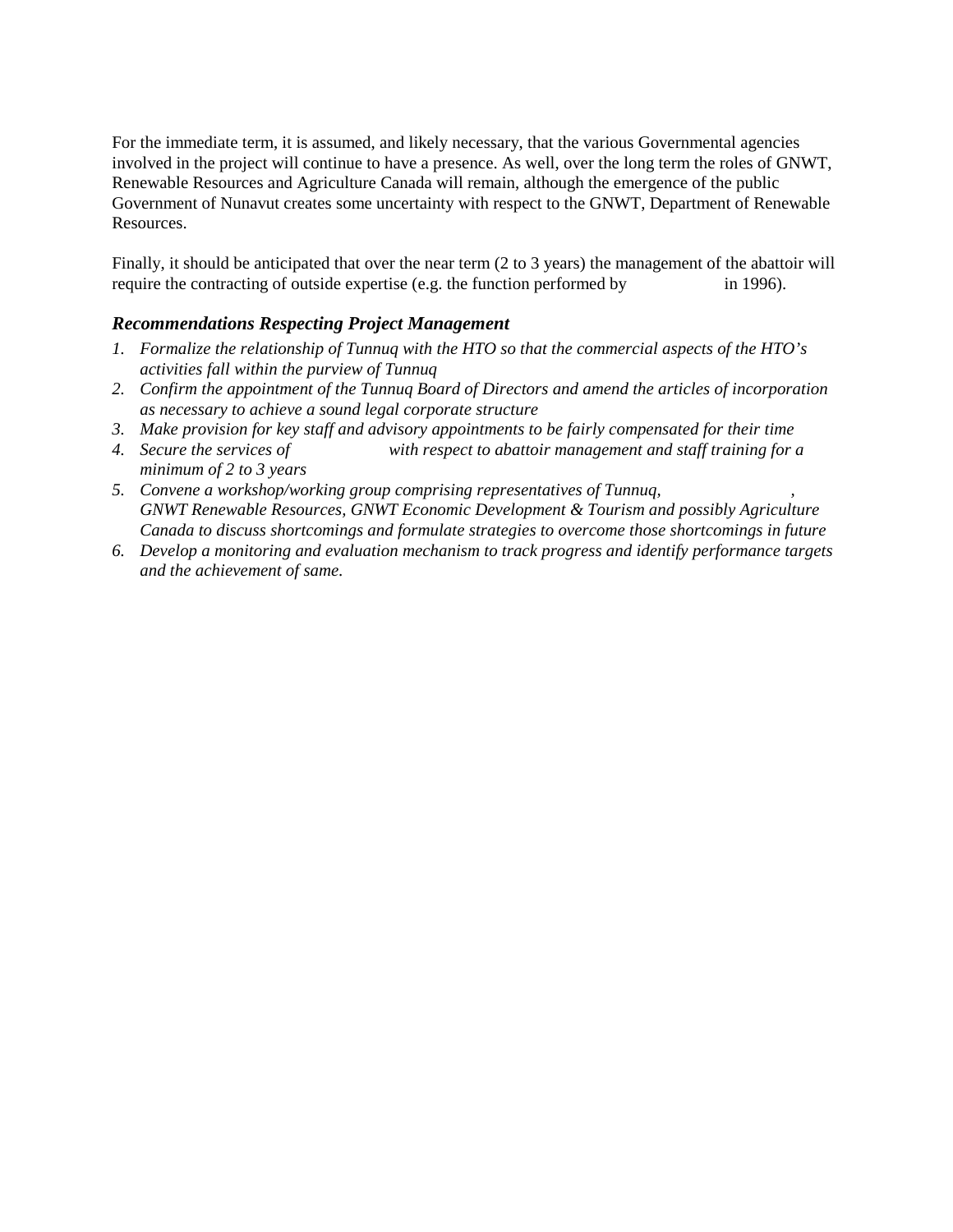For the immediate term, it is assumed, and likely necessary, that the various Governmental agencies involved in the project will continue to have a presence. As well, over the long term the roles of GNWT, Renewable Resources and Agriculture Canada will remain, although the emergence of the public Government of Nunavut creates some uncertainty with respect to the GNWT, Department of Renewable Resources.

Finally, it should be anticipated that over the near term (2 to 3 years) the management of the abattoir will require the contracting of outside expertise (e.g. the function performed by                    in 1996).

### *Recommendations Respecting Project Management*

1. *Formalize the relationship of Tunnuq with the HTO so that the commercial aspects of the HTO's activities fall within the purview of Tunnuq*
2. *Confirm the appointment of the Tunnuq Board of Directors and amend the articles of incorporation as necessary to achieve a sound legal corporate structure*
3. *Make provision for key staff and advisory appointments to be fairly compensated for their time*
4. *Secure the services of                    with respect to abattoir management and staff training for a minimum of 2 to 3 years*
5. *Convene a workshop/working group comprising representatives of Tunnuq,                    , GNWT Renewable Resources, GNWT Economic Development & Tourism and possibly Agriculture Canada to discuss shortcomings and formulate strategies to overcome those shortcomings in future*
6. *Develop a monitoring and evaluation mechanism to track progress and identify performance targets and the achievement of same.*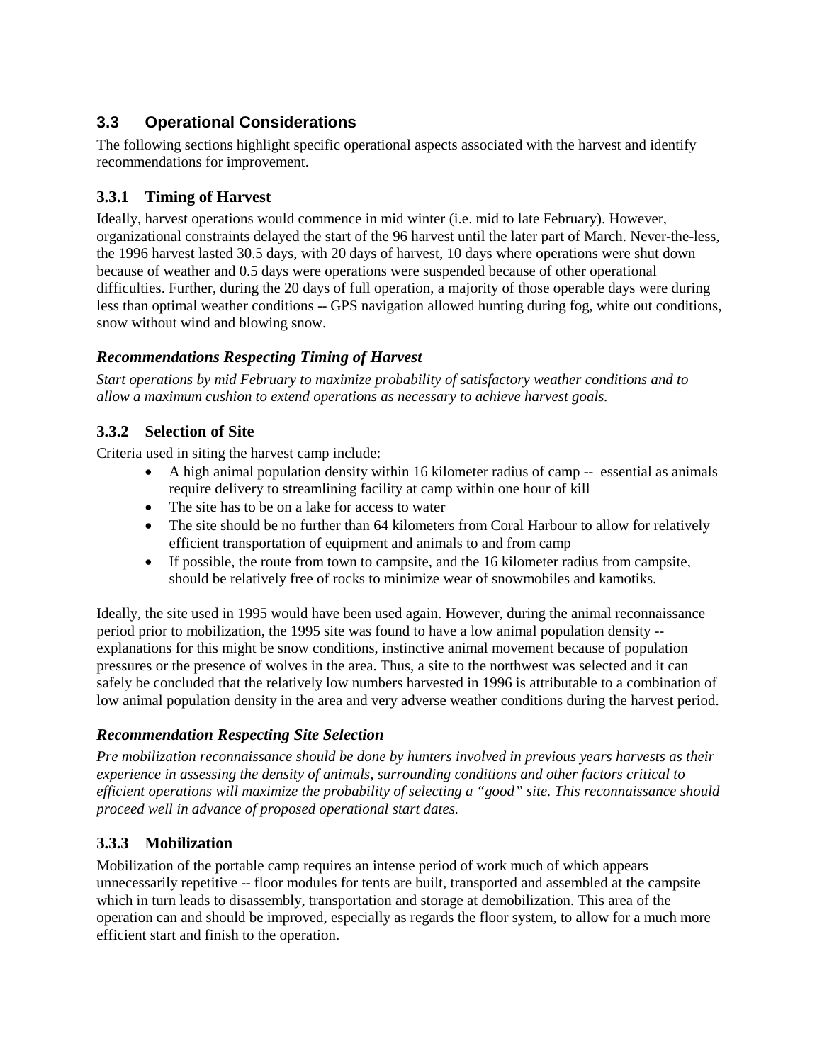## 3.3 Operational Considerations

The following sections highlight specific operational aspects associated with the harvest and identify recommendations for improvement.

### 3.3.1 Timing of Harvest

Ideally, harvest operations would commence in mid winter (i.e. mid to late February). However, organizational constraints delayed the start of the 96 harvest until the later part of March. Never-the-less, the 1996 harvest lasted 30.5 days, with 20 days of harvest, 10 days where operations were shut down because of weather and 0.5 days were operations were suspended because of other operational difficulties. Further, during the 20 days of full operation, a majority of those operable days were during less than optimal weather conditions -- GPS navigation allowed hunting during fog, white out conditions, snow without wind and blowing snow.

#### *Recommendations Respecting Timing of Harvest*

*Start operations by mid February to maximize probability of satisfactory weather conditions and to allow a maximum cushion to extend operations as necessary to achieve harvest goals.*

### 3.3.2 Selection of Site

Criteria used in siting the harvest camp include:

- A high animal population density within 16 kilometer radius of camp -- essential as animals require delivery to streamlining facility at camp within one hour of kill
- The site has to be on a lake for access to water
- The site should be no further than 64 kilometers from Coral Harbour to allow for relatively efficient transportation of equipment and animals to and from camp
- If possible, the route from town to campsite, and the 16 kilometer radius from campsite, should be relatively free of rocks to minimize wear of snowmobiles and kamotiks.

Ideally, the site used in 1995 would have been used again. However, during the animal reconnaissance period prior to mobilization, the 1995 site was found to have a low animal population density -- explanations for this might be snow conditions, instinctive animal movement because of population pressures or the presence of wolves in the area. Thus, a site to the northwest was selected and it can safely be concluded that the relatively low numbers harvested in 1996 is attributable to a combination of low animal population density in the area and very adverse weather conditions during the harvest period.

#### *Recommendation Respecting Site Selection*

*Pre mobilization reconnaissance should be done by hunters involved in previous years harvests as their experience in assessing the density of animals, surrounding conditions and other factors critical to efficient operations will maximize the probability of selecting a "good" site. This reconnaissance should proceed well in advance of proposed operational start dates.*

### 3.3.3 Mobilization

Mobilization of the portable camp requires an intense period of work much of which appears unnecessarily repetitive -- floor modules for tents are built, transported and assembled at the campsite which in turn leads to disassembly, transportation and storage at demobilization. This area of the operation can and should be improved, especially as regards the floor system, to allow for a much more efficient start and finish to the operation.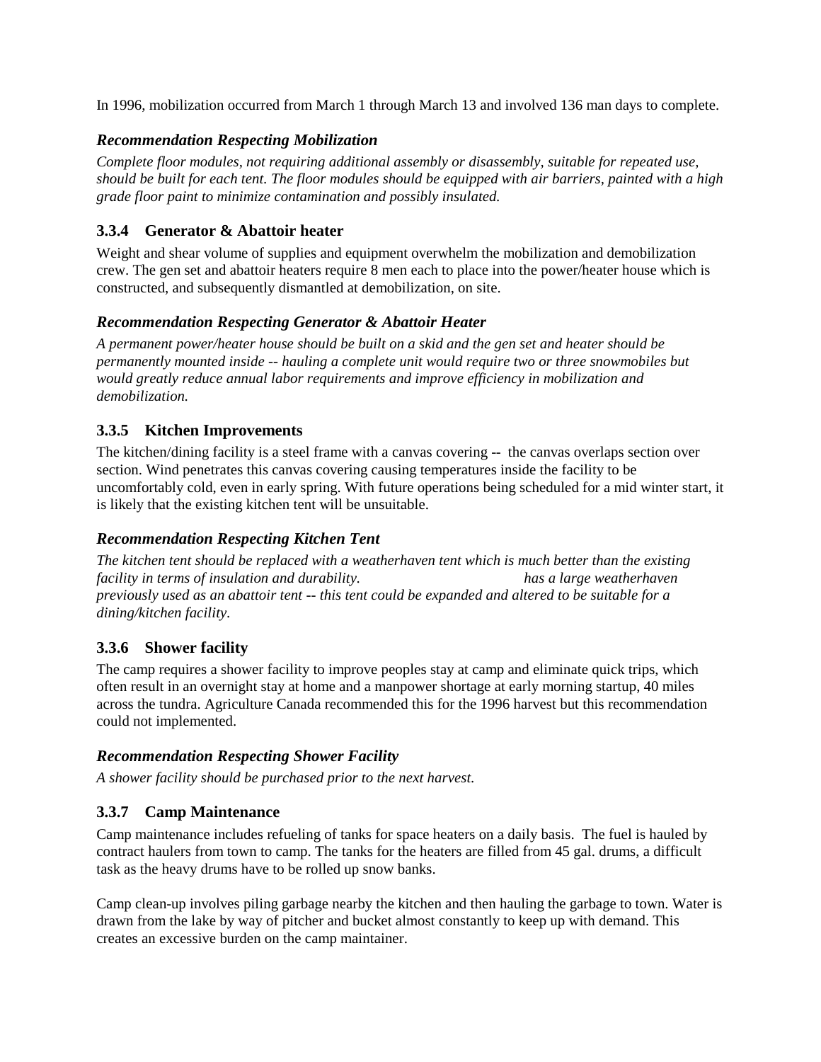In 1996, mobilization occurred from March 1 through March 13 and involved 136 man days to complete.

### *Recommendation Respecting Mobilization*

*Complete floor modules, not requiring additional assembly or disassembly, suitable for repeated use, should be built for each tent. The floor modules should be equipped with air barriers, painted with a high grade floor paint to minimize contamination and possibly insulated.*

### 3.3.4 Generator & Abattoir heater

Weight and shear volume of supplies and equipment overwhelm the mobilization and demobilization crew. The gen set and abattoir heaters require 8 men each to place into the power/heater house which is constructed, and subsequently dismantled at demobilization, on site.

### *Recommendation Respecting Generator & Abattoir Heater*

*A permanent power/heater house should be built on a skid and the gen set and heater should be permanently mounted inside -- hauling a complete unit would require two or three snowmobiles but would greatly reduce annual labor requirements and improve efficiency in mobilization and demobilization.*

### 3.3.5 Kitchen Improvements

The kitchen/dining facility is a steel frame with a canvas covering -- the canvas overlaps section over section. Wind penetrates this canvas covering causing temperatures inside the facility to be uncomfortably cold, even in early spring. With future operations being scheduled for a mid winter start, it is likely that the existing kitchen tent will be unsuitable.

### *Recommendation Respecting Kitchen Tent*

*The kitchen tent should be replaced with a weatherhaven tent which is much better than the existing facility in terms of insulation and durability. has a large weatherhaven previously used as an abattoir tent -- this tent could be expanded and altered to be suitable for a dining/kitchen facility.*

### 3.3.6 Shower facility

The camp requires a shower facility to improve peoples stay at camp and eliminate quick trips, which often result in an overnight stay at home and a manpower shortage at early morning startup, 40 miles across the tundra. Agriculture Canada recommended this for the 1996 harvest but this recommendation could not implemented.

### *Recommendation Respecting Shower Facility*

*A shower facility should be purchased prior to the next harvest.*

### 3.3.7 Camp Maintenance

Camp maintenance includes refueling of tanks for space heaters on a daily basis. The fuel is hauled by contract haulers from town to camp. The tanks for the heaters are filled from 45 gal. drums, a difficult task as the heavy drums have to be rolled up snow banks.

Camp clean-up involves piling garbage nearby the kitchen and then hauling the garbage to town. Water is drawn from the lake by way of pitcher and bucket almost constantly to keep up with demand. This creates an excessive burden on the camp maintainer.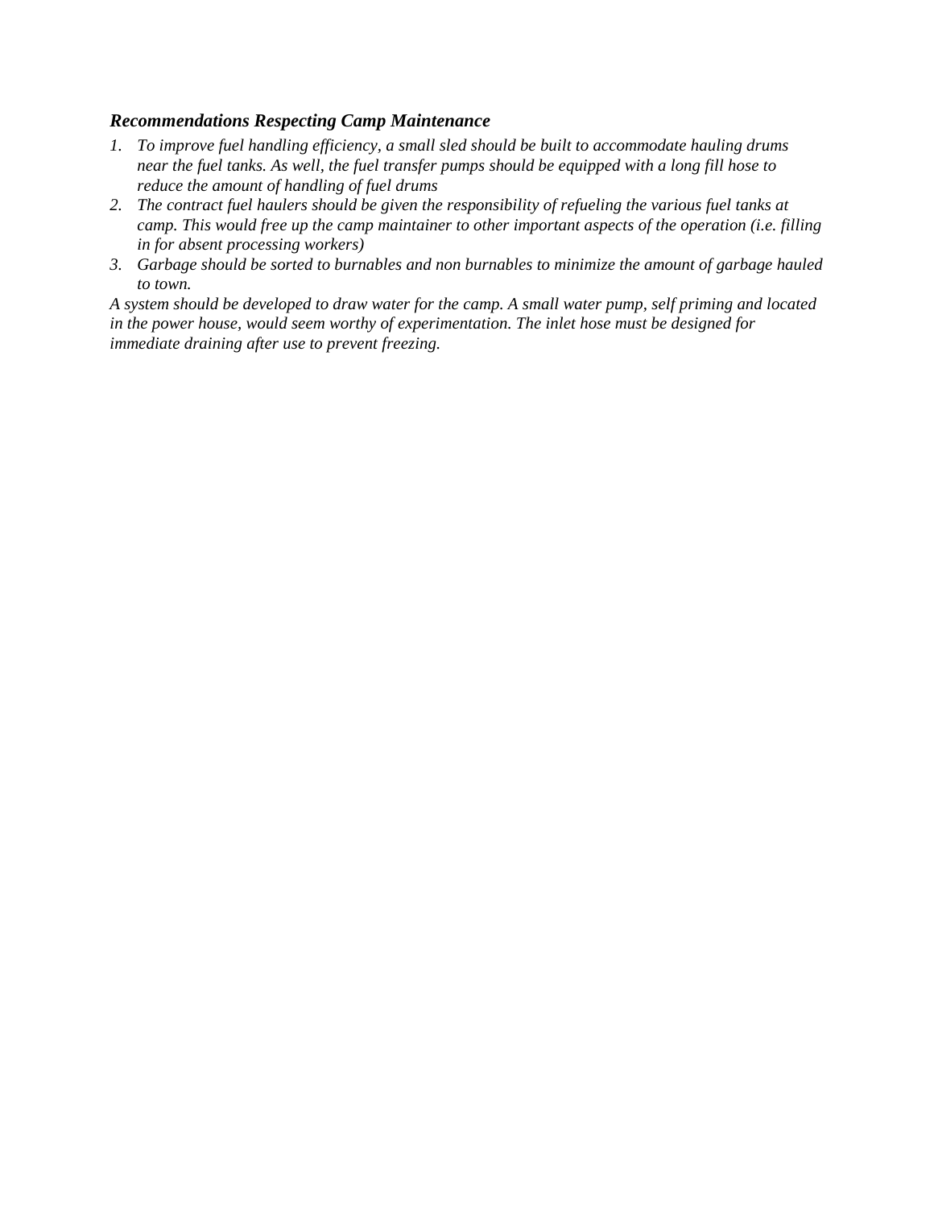***Recommendations Respecting Camp Maintenance***

1. *To improve fuel handling efficiency, a small sled should be built to accommodate hauling drums near the fuel tanks. As well, the fuel transfer pumps should be equipped with a long fill hose to reduce the amount of handling of fuel drums*
2. *The contract fuel haulers should be given the responsibility of refueling the various fuel tanks at camp. This would free up the camp maintainer to other important aspects of the operation (i.e. filling in for absent processing workers)*
3. *Garbage should be sorted to burnables and non burnables to minimize the amount of garbage hauled to town.*

*A system should be developed to draw water for the camp. A small water pump, self priming and located in the power house, would seem worthy of experimentation. The inlet hose must be designed for immediate draining after use to prevent freezing.*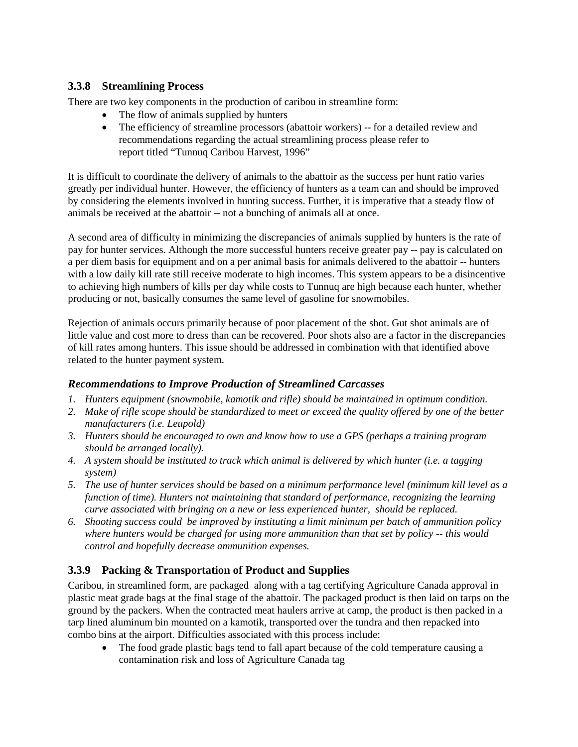### 3.3.8 Streamlining Process

There are two key components in the production of caribou in streamline form:

- The flow of animals supplied by hunters
- The efficiency of streamline processors (abattoir workers) -- for a detailed review and recommendations regarding the actual streamlining process please refer to report titled "Tunnuq Caribou Harvest, 1996"

It is difficult to coordinate the delivery of animals to the abattoir as the success per hunt ratio varies greatly per individual hunter. However, the efficiency of hunters as a team can and should be improved by considering the elements involved in hunting success. Further, it is imperative that a steady flow of animals be received at the abattoir -- not a bunching of animals all at once.

A second area of difficulty in minimizing the discrepancies of animals supplied by hunters is the rate of pay for hunter services. Although the more successful hunters receive greater pay -- pay is calculated on a per diem basis for equipment and on a per animal basis for animals delivered to the abattoir -- hunters with a low daily kill rate still receive moderate to high incomes. This system appears to be a disincentive to achieving high numbers of kills per day while costs to Tunnuq are high because each hunter, whether producing or not, basically consumes the same level of gasoline for snowmobiles.

Rejection of animals occurs primarily because of poor placement of the shot. Gut shot animals are of little value and cost more to dress than can be recovered. Poor shots also are a factor in the discrepancies of kill rates among hunters. This issue should be addressed in combination with that identified above related to the hunter payment system.

#### *Recommendations to Improve Production of Streamlined Carcasses*

1. *Hunters equipment (snowmobile, kamotik and rifle) should be maintained in optimum condition.*
2. *Make of rifle scope should be standardized to meet or exceed the quality offered by one of the better manufacturers (i.e. Leupold)*
3. *Hunters should be encouraged to own and know how to use a GPS (perhaps a training program should be arranged locally).*
4. *A system should be instituted to track which animal is delivered by which hunter (i.e. a tagging system)*
5. *The use of hunter services should be based on a minimum performance level (minimum kill level as a function of time). Hunters not maintaining that standard of performance, recognizing the learning curve associated with bringing on a new or less experienced hunter, should be replaced.*
6. *Shooting success could be improved by instituting a limit minimum per batch of ammunition policy where hunters would be charged for using more ammunition than that set by policy -- this would control and hopefully decrease ammunition expenses.*

### 3.3.9 Packing & Transportation of Product and Supplies

Caribou, in streamlined form, are packaged along with a tag certifying Agriculture Canada approval in plastic meat grade bags at the final stage of the abattoir. The packaged product is then laid on tarps on the ground by the packers. When the contracted meat haulers arrive at camp, the product is then packed in a tarp lined aluminum bin mounted on a kamotik, transported over the tundra and then repacked into combo bins at the airport. Difficulties associated with this process include:

- The food grade plastic bags tend to fall apart because of the cold temperature causing a contamination risk and loss of Agriculture Canada tag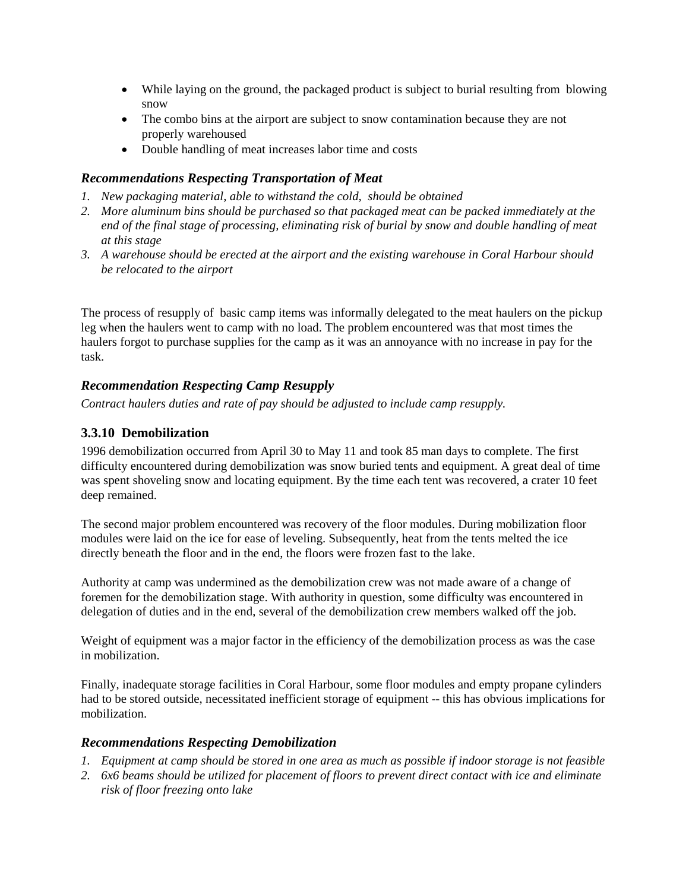- While laying on the ground, the packaged product is subject to burial resulting from blowing snow
- The combo bins at the airport are subject to snow contamination because they are not properly warehoused
- Double handling of meat increases labor time and costs

### *Recommendations Respecting Transportation of Meat*

1. *New packaging material, able to withstand the cold, should be obtained*
2. *More aluminum bins should be purchased so that packaged meat can be packed immediately at the end of the final stage of processing, eliminating risk of burial by snow and double handling of meat at this stage*
3. *A warehouse should be erected at the airport and the existing warehouse in Coral Harbour should be relocated to the airport*

The process of resupply of basic camp items was informally delegated to the meat haulers on the pickup leg when the haulers went to camp with no load. The problem encountered was that most times the haulers forgot to purchase supplies for the camp as it was an annoyance with no increase in pay for the task.

### *Recommendation Respecting Camp Resupply*

*Contract haulers duties and rate of pay should be adjusted to include camp resupply.*

### 3.3.10 Demobilization

1996 demobilization occurred from April 30 to May 11 and took 85 man days to complete. The first difficulty encountered during demobilization was snow buried tents and equipment. A great deal of time was spent shoveling snow and locating equipment. By the time each tent was recovered, a crater 10 feet deep remained.

The second major problem encountered was recovery of the floor modules. During mobilization floor modules were laid on the ice for ease of leveling. Subsequently, heat from the tents melted the ice directly beneath the floor and in the end, the floors were frozen fast to the lake.

Authority at camp was undermined as the demobilization crew was not made aware of a change of foremen for the demobilization stage. With authority in question, some difficulty was encountered in delegation of duties and in the end, several of the demobilization crew members walked off the job.

Weight of equipment was a major factor in the efficiency of the demobilization process as was the case in mobilization.

Finally, inadequate storage facilities in Coral Harbour, some floor modules and empty propane cylinders had to be stored outside, necessitated inefficient storage of equipment -- this has obvious implications for mobilization.

### *Recommendations Respecting Demobilization*

1. *Equipment at camp should be stored in one area as much as possible if indoor storage is not feasible*
2. *6x6 beams should be utilized for placement of floors to prevent direct contact with ice and eliminate risk of floor freezing onto lake*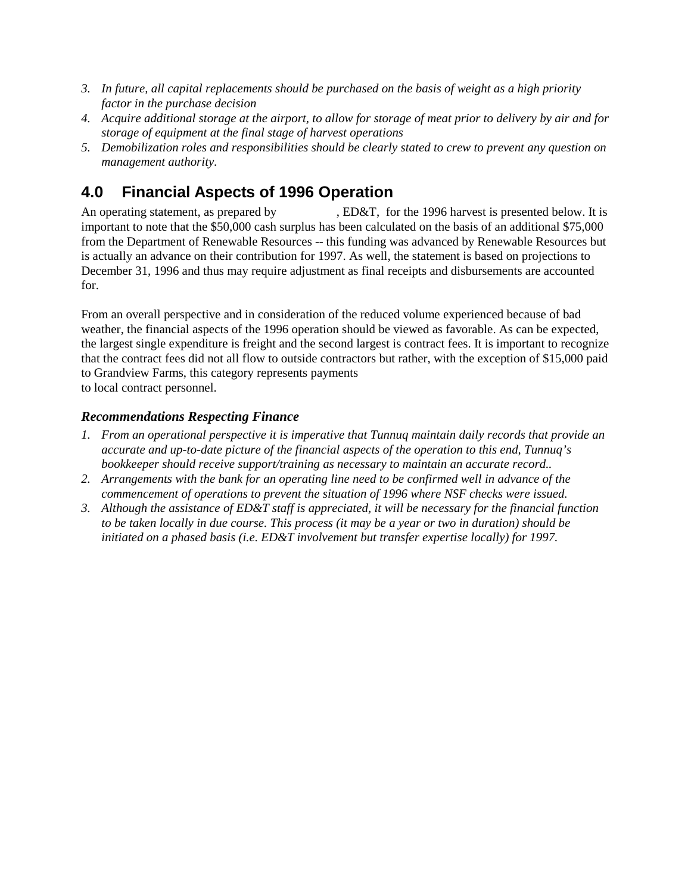3. *In future, all capital replacements should be purchased on the basis of weight as a high priority factor in the purchase decision*
4. *Acquire additional storage at the airport, to allow for storage of meat prior to delivery by air and for storage of equipment at the final stage of harvest operations*
5. *Demobilization roles and responsibilities should be clearly stated to crew to prevent any question on management authority.*

## 4.0 Financial Aspects of 1996 Operation

An operating statement, as prepared by , ED&T, for the 1996 harvest is presented below. It is important to note that the $50,000 cash surplus has been calculated on the basis of an additional $75,000 from the Department of Renewable Resources -- this funding was advanced by Renewable Resources but is actually an advance on their contribution for 1997. As well, the statement is based on projections to December 31, 1996 and thus may require adjustment as final receipts and disbursements are accounted for.

From an overall perspective and in consideration of the reduced volume experienced because of bad weather, the financial aspects of the 1996 operation should be viewed as favorable. As can be expected, the largest single expenditure is freight and the second largest is contract fees. It is important to recognize that the contract fees did not all flow to outside contractors but rather, with the exception of $15,000 paid to Grandview Farms, this category represents payments to local contract personnel.

### *Recommendations Respecting Finance*

1. *From an operational perspective it is imperative that Tunnuq maintain daily records that provide an accurate and up-to-date picture of the financial aspects of the operation to this end, Tunnuq's bookkeeper should receive support/training as necessary to maintain an accurate record..*
2. *Arrangements with the bank for an operating line need to be confirmed well in advance of the commencement of operations to prevent the situation of 1996 where NSF checks were issued.*
3. *Although the assistance of ED&T staff is appreciated, it will be necessary for the financial function to be taken locally in due course. This process (it may be a year or two in duration) should be initiated on a phased basis (i.e. ED&T involvement but transfer expertise locally) for 1997.*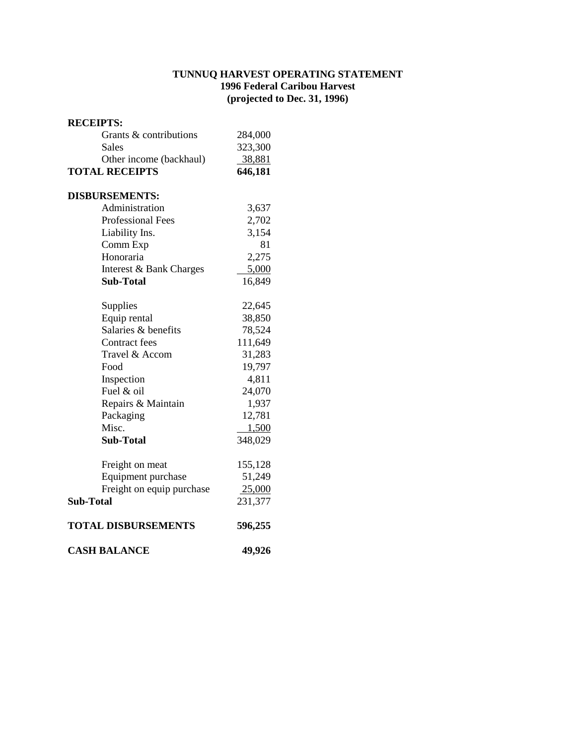**TUNNUQ HARVEST OPERATING STATEMENT**
**1996 Federal Caribou Harvest**
**(projected to Dec. 31, 1996)**

| | |
|---|---|
| **RECEIPTS:** | |
| Grants & contributions | 284,000 |
| Sales | 323,300 |
| Other income (backhaul) | 38,881 |
| **TOTAL RECEIPTS** | **646,181** |
| | |
| **DISBURSEMENTS:** | |
| Administration | 3,637 |
| Professional Fees | 2,702 |
| Liability Ins. | 3,154 |
| Comm Exp | 81 |
| Honoraria | 2,275 |
| Interest & Bank Charges | 5,000 |
| **Sub-Total** | 16,849 |
| | |
| Supplies | 22,645 |
| Equip rental | 38,850 |
| Salaries & benefits | 78,524 |
| Contract fees | 111,649 |
| Travel & Accom | 31,283 |
| Food | 19,797 |
| Inspection | 4,811 |
| Fuel & oil | 24,070 |
| Repairs & Maintain | 1,937 |
| Packaging | 12,781 |
| Misc. | 1,500 |
| **Sub-Total** | 348,029 |
| | |
| Freight on meat | 155,128 |
| Equipment purchase | 51,249 |
| Freight on equip purchase | 25,000 |
| **Sub-Total** | 231,377 |
| | |
| **TOTAL DISBURSEMENTS** | **596,255** |
| | |
| **CASH BALANCE** | **49,926** |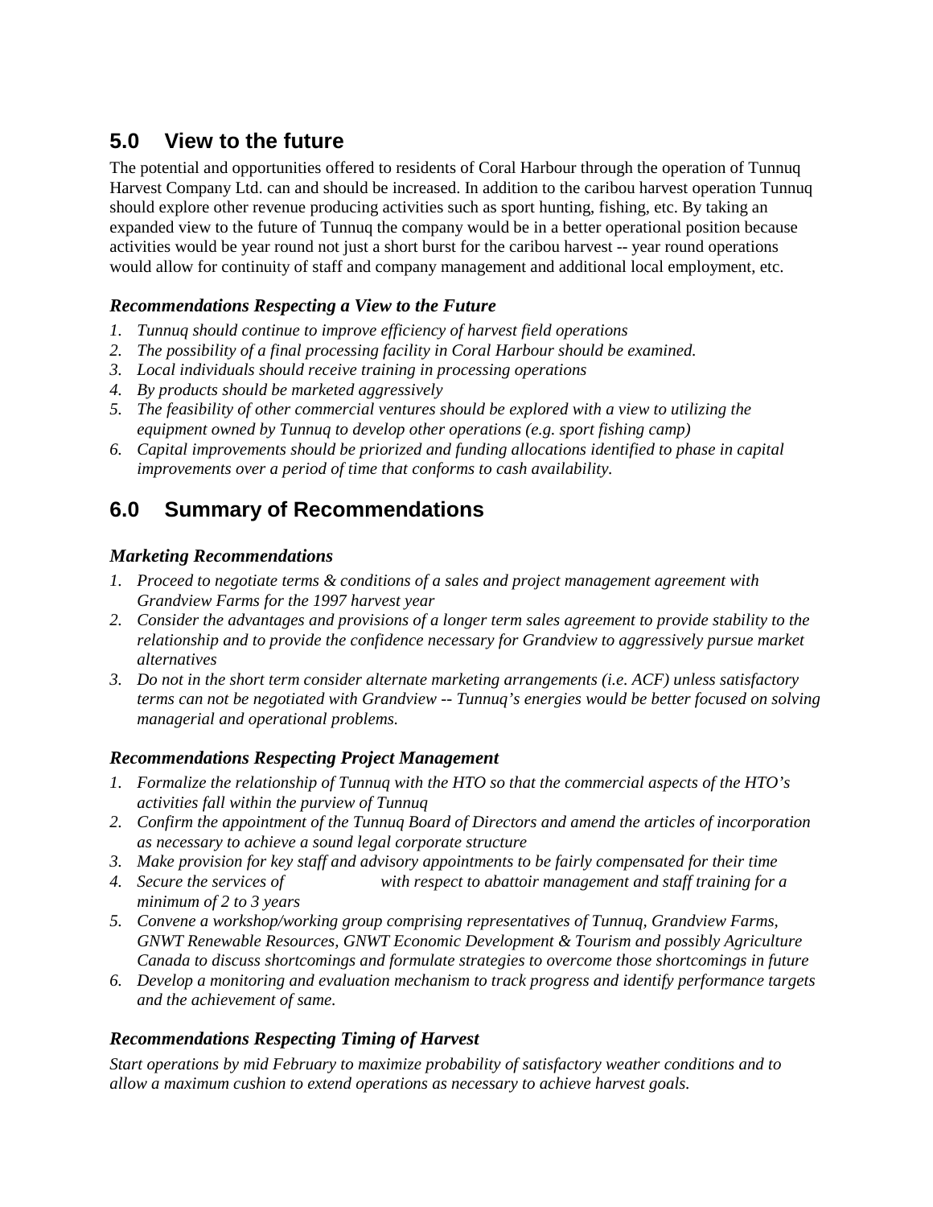## 5.0 View to the future

The potential and opportunities offered to residents of Coral Harbour through the operation of Tunnuq Harvest Company Ltd. can and should be increased. In addition to the caribou harvest operation Tunnuq should explore other revenue producing activities such as sport hunting, fishing, etc. By taking an expanded view to the future of Tunnuq the company would be in a better operational position because activities would be year round not just a short burst for the caribou harvest -- year round operations would allow for continuity of staff and company management and additional local employment, etc.

### *Recommendations Respecting a View to the Future*

1. *Tunnuq should continue to improve efficiency of harvest field operations*
2. *The possibility of a final processing facility in Coral Harbour should be examined.*
3. *Local individuals should receive training in processing operations*
4. *By products should be marketed aggressively*
5. *The feasibility of other commercial ventures should be explored with a view to utilizing the equipment owned by Tunnuq to develop other operations (e.g. sport fishing camp)*
6. *Capital improvements should be priorized and funding allocations identified to phase in capital improvements over a period of time that conforms to cash availability.*

## 6.0 Summary of Recommendations

### *Marketing Recommendations*

1. *Proceed to negotiate terms & conditions of a sales and project management agreement with Grandview Farms for the 1997 harvest year*
2. *Consider the advantages and provisions of a longer term sales agreement to provide stability to the relationship and to provide the confidence necessary for Grandview to aggressively pursue market alternatives*
3. *Do not in the short term consider alternate marketing arrangements (i.e. ACF) unless satisfactory terms can not be negotiated with Grandview -- Tunnuq's energies would be better focused on solving managerial and operational problems.*

### *Recommendations Respecting Project Management*

1. *Formalize the relationship of Tunnuq with the HTO so that the commercial aspects of the HTO's activities fall within the purview of Tunnuq*
2. *Confirm the appointment of the Tunnuq Board of Directors and amend the articles of incorporation as necessary to achieve a sound legal corporate structure*
3. *Make provision for key staff and advisory appointments to be fairly compensated for their time*
4. *Secure the services of                    with respect to abattoir management and staff training for a minimum of 2 to 3 years*
5. *Convene a workshop/working group comprising representatives of Tunnuq, Grandview Farms, GNWT Renewable Resources, GNWT Economic Development & Tourism and possibly Agriculture Canada to discuss shortcomings and formulate strategies to overcome those shortcomings in future*
6. *Develop a monitoring and evaluation mechanism to track progress and identify performance targets and the achievement of same.*

### *Recommendations Respecting Timing of Harvest*

*Start operations by mid February to maximize probability of satisfactory weather conditions and to allow a maximum cushion to extend operations as necessary to achieve harvest goals.*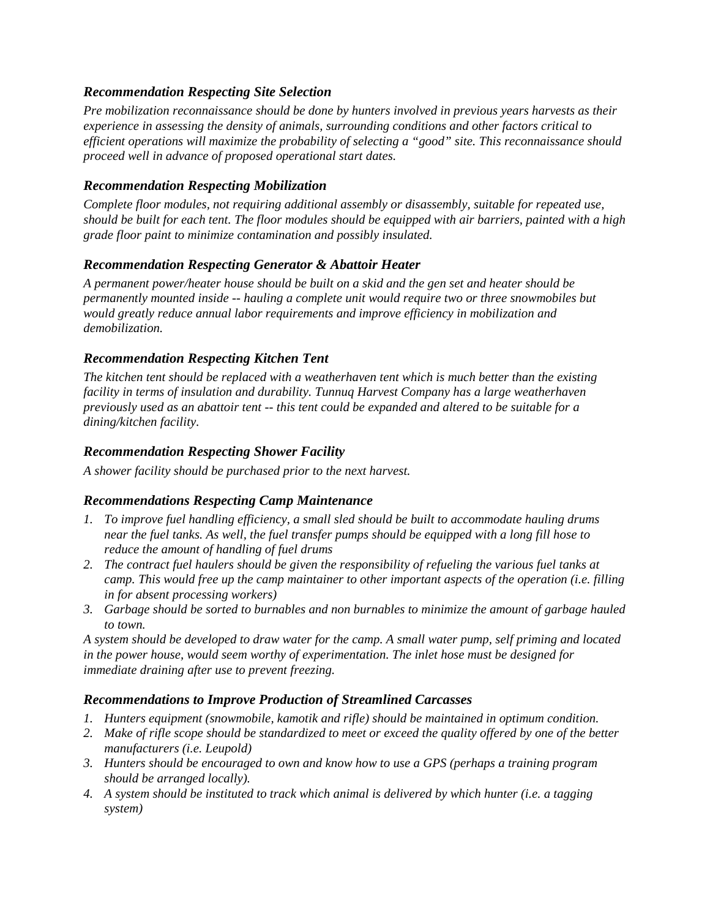### *Recommendation Respecting Site Selection*

*Pre mobilization reconnaissance should be done by hunters involved in previous years harvests as their experience in assessing the density of animals, surrounding conditions and other factors critical to efficient operations will maximize the probability of selecting a "good" site. This reconnaissance should proceed well in advance of proposed operational start dates.*

### *Recommendation Respecting Mobilization*

*Complete floor modules, not requiring additional assembly or disassembly, suitable for repeated use, should be built for each tent. The floor modules should be equipped with air barriers, painted with a high grade floor paint to minimize contamination and possibly insulated.*

### *Recommendation Respecting Generator & Abattoir Heater*

*A permanent power/heater house should be built on a skid and the gen set and heater should be permanently mounted inside -- hauling a complete unit would require two or three snowmobiles but would greatly reduce annual labor requirements and improve efficiency in mobilization and demobilization.*

### *Recommendation Respecting Kitchen Tent*

*The kitchen tent should be replaced with a weatherhaven tent which is much better than the existing facility in terms of insulation and durability. Tunnuq Harvest Company has a large weatherhaven previously used as an abattoir tent -- this tent could be expanded and altered to be suitable for a dining/kitchen facility.*

### *Recommendation Respecting Shower Facility*

*A shower facility should be purchased prior to the next harvest.*

### *Recommendations Respecting Camp Maintenance*

1. *To improve fuel handling efficiency, a small sled should be built to accommodate hauling drums near the fuel tanks. As well, the fuel transfer pumps should be equipped with a long fill hose to reduce the amount of handling of fuel drums*
2. *The contract fuel haulers should be given the responsibility of refueling the various fuel tanks at camp. This would free up the camp maintainer to other important aspects of the operation (i.e. filling in for absent processing workers)*
3. *Garbage should be sorted to burnables and non burnables to minimize the amount of garbage hauled to town.*

*A system should be developed to draw water for the camp. A small water pump, self priming and located in the power house, would seem worthy of experimentation. The inlet hose must be designed for immediate draining after use to prevent freezing.*

### *Recommendations to Improve Production of Streamlined Carcasses*

1. *Hunters equipment (snowmobile, kamotik and rifle) should be maintained in optimum condition.*
2. *Make of rifle scope should be standardized to meet or exceed the quality offered by one of the better manufacturers (i.e. Leupold)*
3. *Hunters should be encouraged to own and know how to use a GPS (perhaps a training program should be arranged locally).*
4. *A system should be instituted to track which animal is delivered by which hunter (i.e. a tagging system)*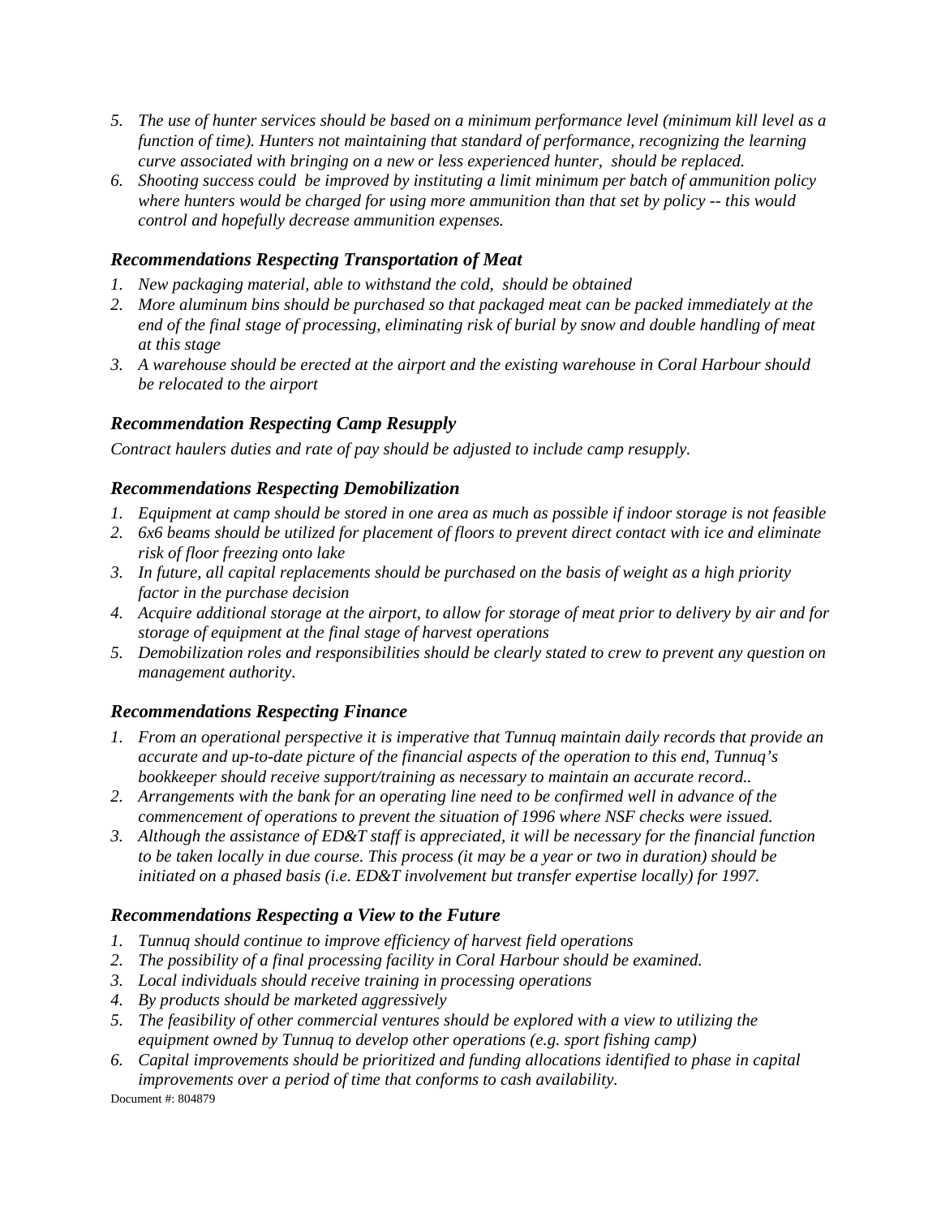5. *The use of hunter services should be based on a minimum performance level (minimum kill level as a function of time). Hunters not maintaining that standard of performance, recognizing the learning curve associated with bringing on a new or less experienced hunter, should be replaced.*
6. *Shooting success could be improved by instituting a limit minimum per batch of ammunition policy where hunters would be charged for using more ammunition than that set by policy -- this would control and hopefully decrease ammunition expenses.*

### *Recommendations Respecting Transportation of Meat*

1. *New packaging material, able to withstand the cold, should be obtained*
2. *More aluminum bins should be purchased so that packaged meat can be packed immediately at the end of the final stage of processing, eliminating risk of burial by snow and double handling of meat at this stage*
3. *A warehouse should be erected at the airport and the existing warehouse in Coral Harbour should be relocated to the airport*

### *Recommendation Respecting Camp Resupply*

*Contract haulers duties and rate of pay should be adjusted to include camp resupply.*

### *Recommendations Respecting Demobilization*

1. *Equipment at camp should be stored in one area as much as possible if indoor storage is not feasible*
2. *6x6 beams should be utilized for placement of floors to prevent direct contact with ice and eliminate risk of floor freezing onto lake*
3. *In future, all capital replacements should be purchased on the basis of weight as a high priority factor in the purchase decision*
4. *Acquire additional storage at the airport, to allow for storage of meat prior to delivery by air and for storage of equipment at the final stage of harvest operations*
5. *Demobilization roles and responsibilities should be clearly stated to crew to prevent any question on management authority.*

### *Recommendations Respecting Finance*

1. *From an operational perspective it is imperative that Tunnuq maintain daily records that provide an accurate and up-to-date picture of the financial aspects of the operation to this end, Tunnuq's bookkeeper should receive support/training as necessary to maintain an accurate record..*
2. *Arrangements with the bank for an operating line need to be confirmed well in advance of the commencement of operations to prevent the situation of 1996 where NSF checks were issued.*
3. *Although the assistance of ED&T staff is appreciated, it will be necessary for the financial function to be taken locally in due course. This process (it may be a year or two in duration) should be initiated on a phased basis (i.e. ED&T involvement but transfer expertise locally) for 1997.*

### *Recommendations Respecting a View to the Future*

1. *Tunnuq should continue to improve efficiency of harvest field operations*
2. *The possibility of a final processing facility in Coral Harbour should be examined.*
3. *Local individuals should receive training in processing operations*
4. *By products should be marketed aggressively*
5. *The feasibility of other commercial ventures should be explored with a view to utilizing the equipment owned by Tunnuq to develop other operations (e.g. sport fishing camp)*
6. *Capital improvements should be prioritized and funding allocations identified to phase in capital improvements over a period of time that conforms to cash availability.*